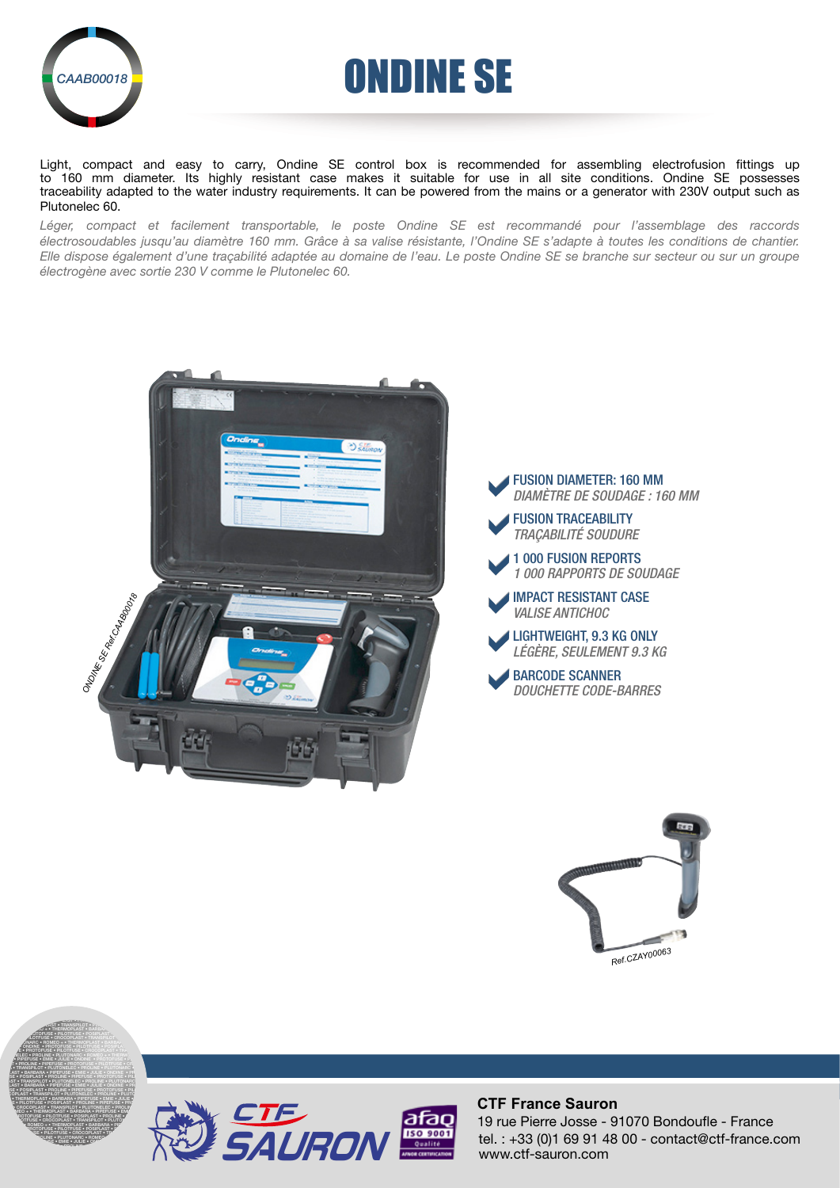CAAB00018

# ONDINE SE

Light, compact and easy to carry, Ondine SE control box is recommended for assembling electrofusion fittings up to 160 mm diameter. Its highly resistant case makes it suitable for use in all site conditions. Ondine SE possesses traceability adapted to the water industry requirements. It can be powered from the mains or a generator with 230V output such as Plutonelec 60.

*Léger, compact et facilement transportable, le poste Ondine SE est recommandé pour l'assemblage des raccords électrosoudables jusqu'au diamètre 160 mm. Grâce à sa valise résistante, l'Ondine SE s'adapte à toutes les conditions de chantier. Elle dispose également d'une traçabilité adaptée au domaine de l'eau. Le poste Ondine SE se branche sur secteur ou sur un groupe électrogène avec sortie 230 V comme le Plutonelec 60.*

ONDINE SE Ref.CAAB00018

- FUSION DIAMETER: 160 MM
  *DIAMÈTRE DE SOUDAGE : 160 MM*
- FUSION TRACEABILITY
  *TRAÇABILITÉ SOUDURE*
- 1 000 FUSION REPORTS
  *1 000 RAPPORTS DE SOUDAGE*
- IMPACT RESISTANT CASE
  *VALISE ANTICHOC*
- LIGHTWEIGHT, 9.3 KG ONLY
  *LÉGÈRE, SEULEMENT 9.3 KG*
- BARCODE SCANNER
  *DOUCHETTE CODE-BARRES*

Ref.CZAY00063

**CTF France Sauron**
19 rue Pierre Josse - 91070 Bondoufle - France
tel. : +33 (0)1 69 91 48 00 - contact@ctf-france.com
www.ctf-sauron.com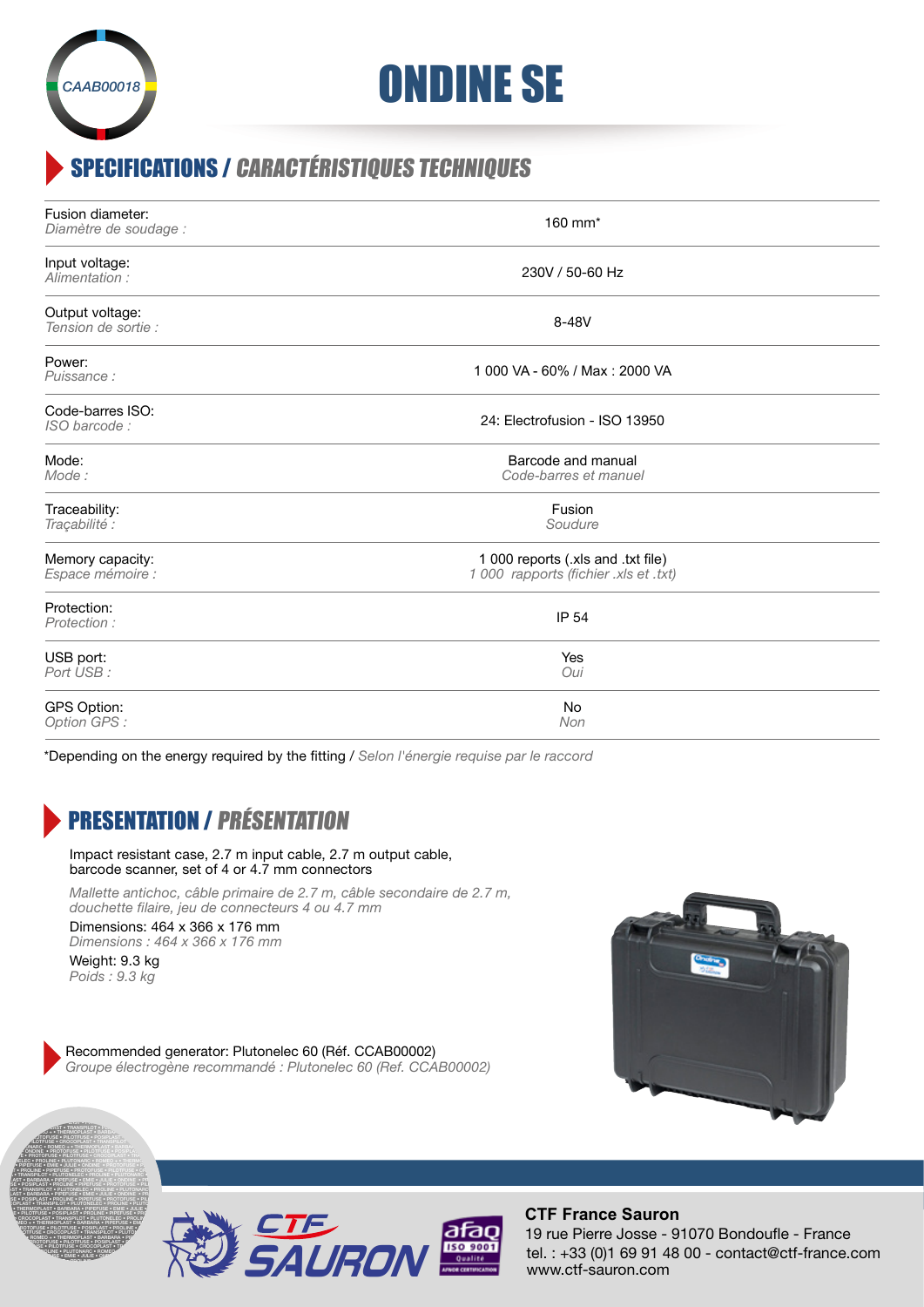CAAB00018

# ONDINE SE

## SPECIFICATIONS / *CARACTÉRISTIQUES TECHNIQUES*

| | |
|---|---|
| Fusion diameter:<br>*Diamètre de soudage :* | 160 mm* |
| Input voltage:<br>*Alimentation :* | 230V / 50-60 Hz |
| Output voltage:<br>*Tension de sortie :* | 8-48V |
| Power:<br>*Puissance :* | 1 000 VA - 60% / Max : 2000 VA |
| Code-barres ISO:<br>*ISO barcode :* | 24: Electrofusion - ISO 13950 |
| Mode:<br>*Mode :* | Barcode and manual<br>*Code-barres et manuel* |
| Traceability:<br>*Traçabilité :* | Fusion<br>*Soudure* |
| Memory capacity:<br>*Espace mémoire :* | 1 000 reports (.xls and .txt file)<br>*1 000 rapports (fichier .xls et .txt)* |
| Protection:<br>*Protection :* | IP 54 |
| USB port:<br>*Port USB :* | Yes<br>*Oui* |
| GPS Option:<br>*Option GPS :* | No<br>*Non* |

*Depending on the energy required by the fitting / *Selon l'énergie requise par le raccord*

## PRESENTATION / *PRÉSENTATION*

Impact resistant case, 2.7 m input cable, 2.7 m output cable, barcode scanner, set of 4 or 4.7 mm connectors

*Mallette antichoc, câble primaire de 2.7 m, câble secondaire de 2.7 m, douchette filaire, jeu de connecteurs 4 ou 4.7 mm*

Dimensions: 464 x 366 x 176 mm
*Dimensions : 464 x 366 x 176 mm*

Weight: 9.3 kg
*Poids : 9.3 kg*

Recommended generator: Plutonelec 60 (Réf. CCAB00002)
*Groupe électrogène recommandé : Plutonelec 60 (Ref. CCAB00002)*

**CTF France Sauron**
19 rue Pierre Josse - 91070 Bondoufle - France
tel. : +33 (0)1 69 91 48 00 - contact@ctf-france.com
www.ctf-sauron.com